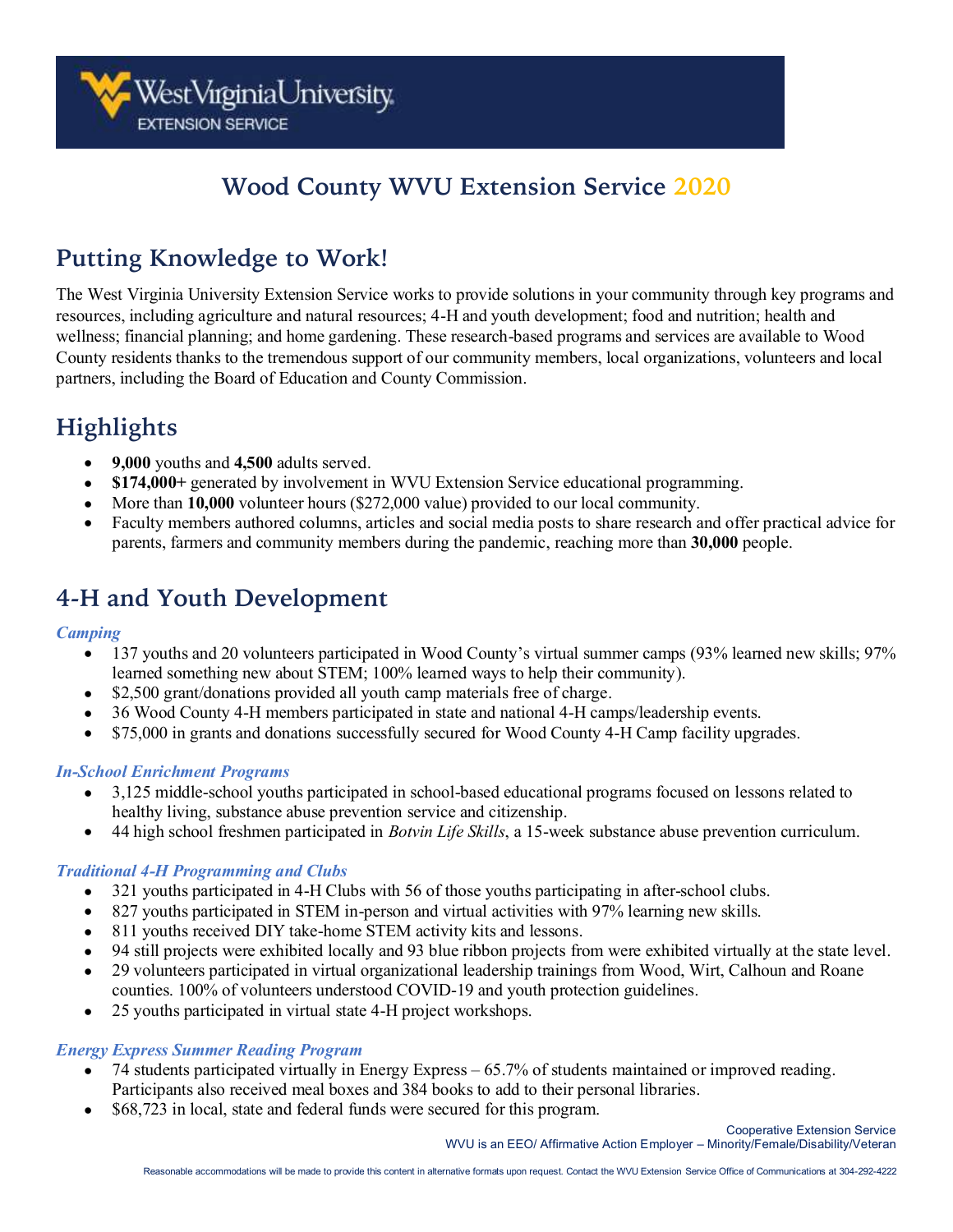# Wood County WVU Extension Service 2020

## Putting Knowledge to Work!

The West Virginia University Extension Service works to provide solutions in your community through key programs and resources, including agriculture and natural resources; 4-H and youth development; food and nutrition; health and wellness; financial planning; and home gardening. These research-based programs and services are available to Wood County residents thanks to the tremendous support of our community members, local organizations, volunteers and local partners, including the Board of Education and County Commission.

## Highlights

- **9,000** youths and **4,500** adults served.
- **$174,000+** generated by involvement in WVU Extension Service educational programming.
- More than **10,000** volunteer hours ($272,000 value) provided to our local community.
- Faculty members authored columns, articles and social media posts to share research and offer practical advice for parents, farmers and community members during the pandemic, reaching more than **30,000** people.

## 4-H and Youth Development

### *Camping*

- 137 youths and 20 volunteers participated in Wood County's virtual summer camps (93% learned new skills; 97% learned something new about STEM; 100% learned ways to help their community).
- $2,500 grant/donations provided all youth camp materials free of charge.
- 36 Wood County 4-H members participated in state and national 4-H camps/leadership events.
- $75,000 in grants and donations successfully secured for Wood County 4-H Camp facility upgrades.

### *In-School Enrichment Programs*

- 3,125 middle-school youths participated in school-based educational programs focused on lessons related to healthy living, substance abuse prevention service and citizenship.
- 44 high school freshmen participated in *Botvin Life Skills*, a 15-week substance abuse prevention curriculum.

### *Traditional 4-H Programming and Clubs*

- 321 youths participated in 4-H Clubs with 56 of those youths participating in after-school clubs.
- 827 youths participated in STEM in-person and virtual activities with 97% learning new skills.
- 811 youths received DIY take-home STEM activity kits and lessons.
- 94 still projects were exhibited locally and 93 blue ribbon projects from were exhibited virtually at the state level.
- 29 volunteers participated in virtual organizational leadership trainings from Wood, Wirt, Calhoun and Roane counties. 100% of volunteers understood COVID-19 and youth protection guidelines.
- 25 youths participated in virtual state 4-H project workshops.

### *Energy Express Summer Reading Program*

- 74 students participated virtually in Energy Express – 65.7% of students maintained or improved reading. Participants also received meal boxes and 384 books to add to their personal libraries.
- $68,723 in local, state and federal funds were secured for this program.

Cooperative Extension Service
WVU is an EEO/ Affirmative Action Employer – Minority/Female/Disability/Veteran

Reasonable accommodations will be made to provide this content in alternative formats upon request. Contact the WVU Extension Service Office of Communications at 304-292-4222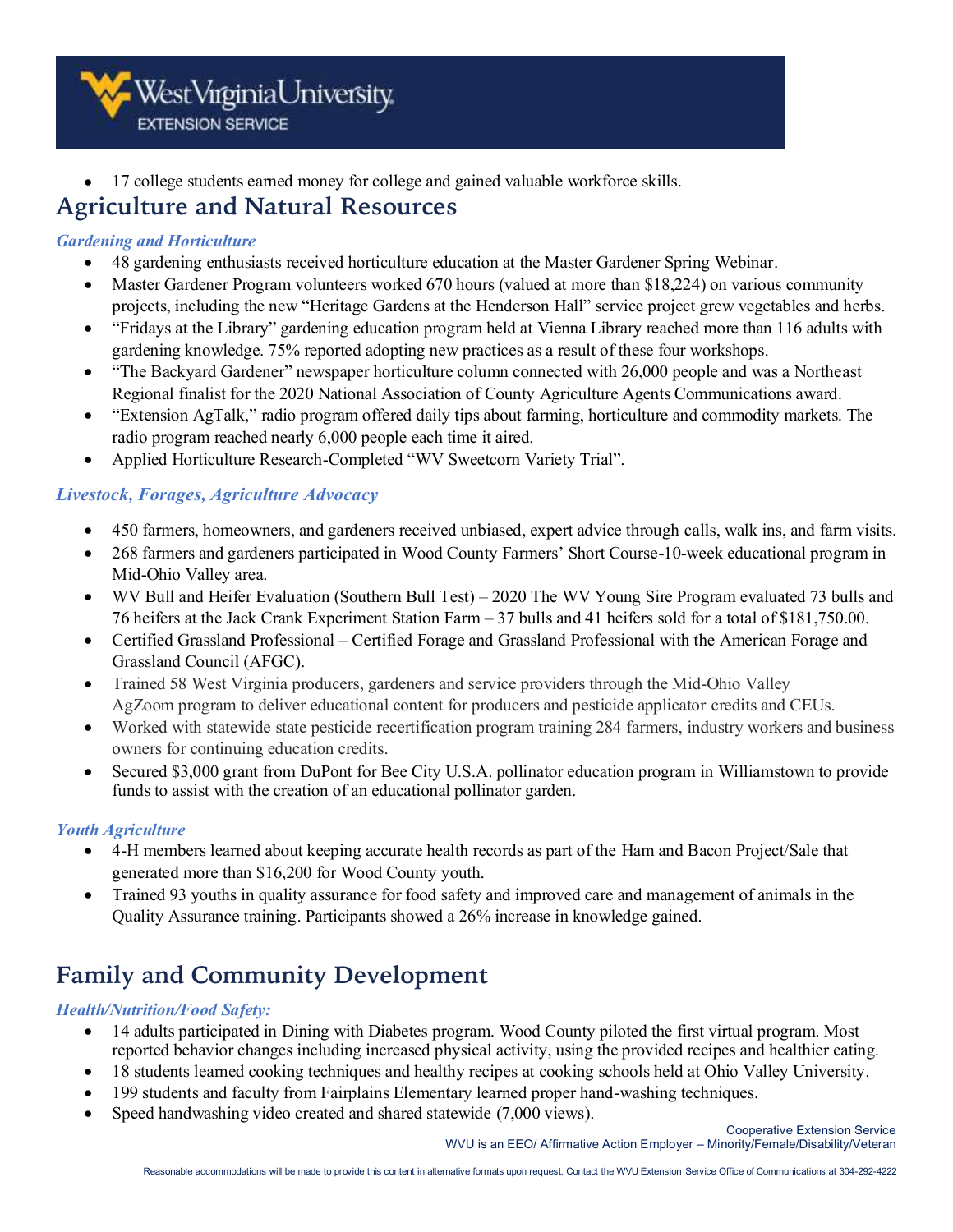- 17 college students earned money for college and gained valuable workforce skills.

# Agriculture and Natural Resources

### *Gardening and Horticulture*

- 48 gardening enthusiasts received horticulture education at the Master Gardener Spring Webinar.
- Master Gardener Program volunteers worked 670 hours (valued at more than $18,224) on various community projects, including the new "Heritage Gardens at the Henderson Hall" service project grew vegetables and herbs.
- "Fridays at the Library" gardening education program held at Vienna Library reached more than 116 adults with gardening knowledge. 75% reported adopting new practices as a result of these four workshops.
- "The Backyard Gardener" newspaper horticulture column connected with 26,000 people and was a Northeast Regional finalist for the 2020 National Association of County Agriculture Agents Communications award.
- "Extension AgTalk," radio program offered daily tips about farming, horticulture and commodity markets. The radio program reached nearly 6,000 people each time it aired.
- Applied Horticulture Research-Completed "WV Sweetcorn Variety Trial".

### *Livestock, Forages, Agriculture Advocacy*

- 450 farmers, homeowners, and gardeners received unbiased, expert advice through calls, walk ins, and farm visits.
- 268 farmers and gardeners participated in Wood County Farmers' Short Course-10-week educational program in Mid-Ohio Valley area.
- WV Bull and Heifer Evaluation (Southern Bull Test) – 2020 The WV Young Sire Program evaluated 73 bulls and 76 heifers at the Jack Crank Experiment Station Farm – 37 bulls and 41 heifers sold for a total of $181,750.00.
- Certified Grassland Professional – Certified Forage and Grassland Professional with the American Forage and Grassland Council (AFGC).
- Trained 58 West Virginia producers, gardeners and service providers through the Mid-Ohio Valley AgZoom program to deliver educational content for producers and pesticide applicator credits and CEUs.
- Worked with statewide state pesticide recertification program training 284 farmers, industry workers and business owners for continuing education credits.
- Secured $3,000 grant from DuPont for Bee City U.S.A. pollinator education program in Williamstown to provide funds to assist with the creation of an educational pollinator garden.

### *Youth Agriculture*

- 4-H members learned about keeping accurate health records as part of the Ham and Bacon Project/Sale that generated more than $16,200 for Wood County youth.
- Trained 93 youths in quality assurance for food safety and improved care and management of animals in the Quality Assurance training. Participants showed a 26% increase in knowledge gained.

# Family and Community Development

### *Health/Nutrition/Food Safety:*

- 14 adults participated in Dining with Diabetes program. Wood County piloted the first virtual program. Most reported behavior changes including increased physical activity, using the provided recipes and healthier eating.
- 18 students learned cooking techniques and healthy recipes at cooking schools held at Ohio Valley University.
- 199 students and faculty from Fairplains Elementary learned proper hand-washing techniques.
- Speed handwashing video created and shared statewide (7,000 views).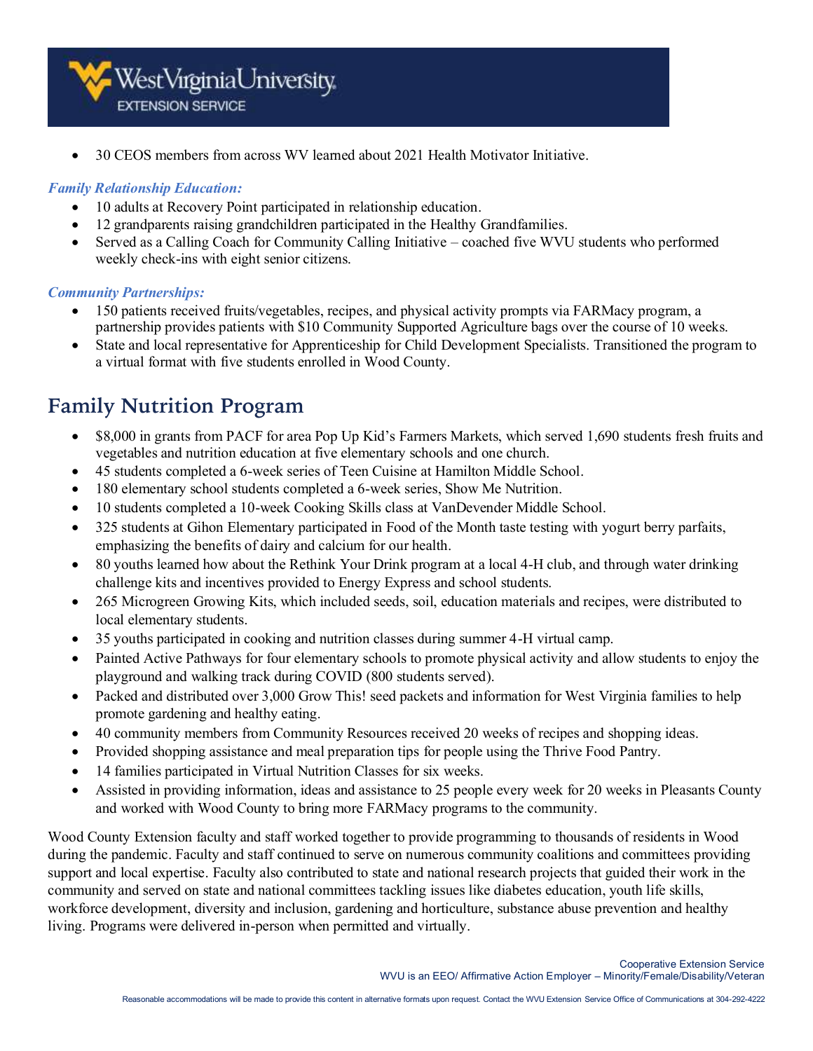- 30 CEOS members from across WV learned about 2021 Health Motivator Initiative.

***Family Relationship Education:***

- 10 adults at Recovery Point participated in relationship education.
- 12 grandparents raising grandchildren participated in the Healthy Grandfamilies.
- Served as a Calling Coach for Community Calling Initiative – coached five WVU students who performed weekly check-ins with eight senior citizens.

***Community Partnerships:***

- 150 patients received fruits/vegetables, recipes, and physical activity prompts via FARMacy program, a partnership provides patients with $10 Community Supported Agriculture bags over the course of 10 weeks.
- State and local representative for Apprenticeship for Child Development Specialists. Transitioned the program to a virtual format with five students enrolled in Wood County.

## Family Nutrition Program

- $8,000 in grants from PACF for area Pop Up Kid's Farmers Markets, which served 1,690 students fresh fruits and vegetables and nutrition education at five elementary schools and one church.
- 45 students completed a 6-week series of Teen Cuisine at Hamilton Middle School.
- 180 elementary school students completed a 6-week series, Show Me Nutrition.
- 10 students completed a 10-week Cooking Skills class at VanDevender Middle School.
- 325 students at Gihon Elementary participated in Food of the Month taste testing with yogurt berry parfaits, emphasizing the benefits of dairy and calcium for our health.
- 80 youths learned how about the Rethink Your Drink program at a local 4-H club, and through water drinking challenge kits and incentives provided to Energy Express and school students.
- 265 Microgreen Growing Kits, which included seeds, soil, education materials and recipes, were distributed to local elementary students.
- 35 youths participated in cooking and nutrition classes during summer 4-H virtual camp.
- Painted Active Pathways for four elementary schools to promote physical activity and allow students to enjoy the playground and walking track during COVID (800 students served).
- Packed and distributed over 3,000 Grow This! seed packets and information for West Virginia families to help promote gardening and healthy eating.
- 40 community members from Community Resources received 20 weeks of recipes and shopping ideas.
- Provided shopping assistance and meal preparation tips for people using the Thrive Food Pantry.
- 14 families participated in Virtual Nutrition Classes for six weeks.
- Assisted in providing information, ideas and assistance to 25 people every week for 20 weeks in Pleasants County and worked with Wood County to bring more FARMacy programs to the community.

Wood County Extension faculty and staff worked together to provide programming to thousands of residents in Wood during the pandemic. Faculty and staff continued to serve on numerous community coalitions and committees providing support and local expertise. Faculty also contributed to state and national research projects that guided their work in the community and served on state and national committees tackling issues like diabetes education, youth life skills, workforce development, diversity and inclusion, gardening and horticulture, substance abuse prevention and healthy living. Programs were delivered in-person when permitted and virtually.